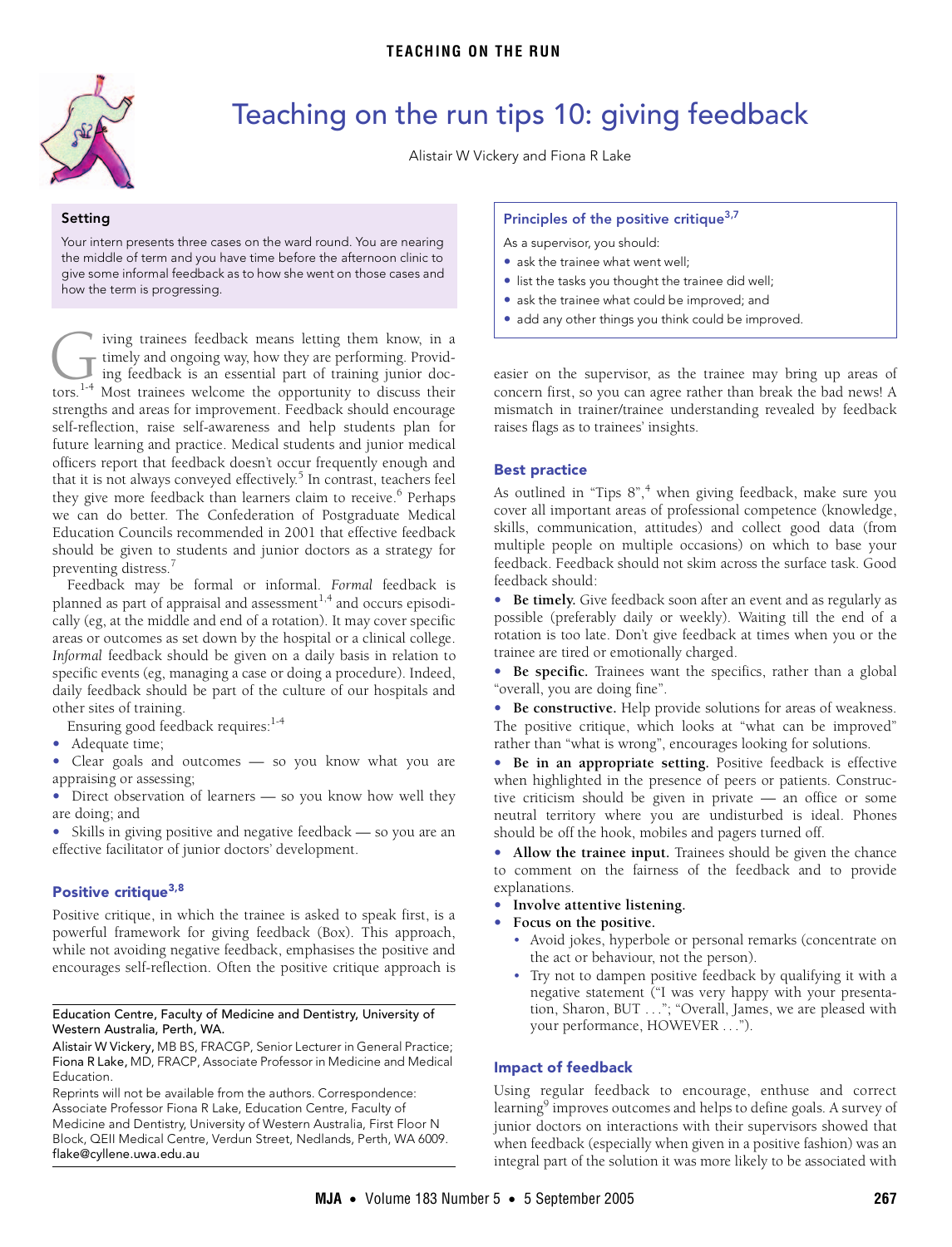# Teaching on the run tips 10: giving feedback

Alistair W Vickery and Fiona R Lake

## Setting

Your intern presents three cases on the ward round. You are nearing the middle of term and you have time before the afternoon clinic to give some informal feedback as to how she went on those cases and how the term is progressing.

Giving trainees feedback means letting them know, in a timely and ongoing way, how they are performing. Providing feedback is an essential part of training junior doctors.[1-4] Most trainees welcome the opportunity to discuss their strengths and areas for improvement. Feedback should encourage self-reflection, raise self-awareness and help students plan for future learning and practice. Medical students and junior medical officers report that feedback doesn't occur frequently enough and that it is not always conveyed effectively.[5] In contrast, teachers feel they give more feedback than learners claim to receive.[6] Perhaps we can do better. The Confederation of Postgraduate Medical Education Councils recommended in 2001 that effective feedback should be given to students and junior doctors as a strategy for preventing distress.[7]

Feedback may be formal or informal. *Formal* feedback is planned as part of appraisal and assessment[1,4] and occurs episodically (eg, at the middle and end of a rotation). It may cover specific areas or outcomes as set down by the hospital or a clinical college. *Informal* feedback should be given on a daily basis in relation to specific events (eg, managing a case or doing a procedure). Indeed, daily feedback should be part of the culture of our hospitals and other sites of training.

Ensuring good feedback requires:[1-4]

- Adequate time;
- Clear goals and outcomes — so you know what you are appraising or assessing;
- Direct observation of learners — so you know how well they are doing; and
- Skills in giving positive and negative feedback — so you are an effective facilitator of junior doctors' development.

## Positive critique[3,8]

Positive critique, in which the trainee is asked to speak first, is a powerful framework for giving feedback (Box). This approach, while not avoiding negative feedback, emphasises the positive and encourages self-reflection. Often the positive critique approach is easier on the supervisor, as the trainee may bring up areas of concern first, so you can agree rather than break the bad news! A mismatch in trainer/trainee understanding revealed by feedback raises flags as to trainees' insights.

### Principles of the positive critique[3,7]

As a supervisor, you should:

- ask the trainee what went well;
- list the tasks you thought the trainee did well;
- ask the trainee what could be improved; and
- add any other things you think could be improved.

## Best practice

As outlined in "Tips 8",[4] when giving feedback, make sure you cover all important areas of professional competence (knowledge, skills, communication, attitudes) and collect good data (from multiple people on multiple occasions) on which to base your feedback. Feedback should not skim across the surface task. Good feedback should:

- **Be timely.** Give feedback soon after an event and as regularly as possible (preferably daily or weekly). Waiting till the end of a rotation is too late. Don't give feedback at times when you or the trainee are tired or emotionally charged.
- **Be specific.** Trainees want the specifics, rather than a global "overall, you are doing fine".
- **Be constructive.** Help provide solutions for areas of weakness. The positive critique, which looks at "what can be improved" rather than "what is wrong", encourages looking for solutions.
- **Be in an appropriate setting.** Positive feedback is effective when highlighted in the presence of peers or patients. Constructive criticism should be given in private — an office or some neutral territory where you are undisturbed is ideal. Phones should be off the hook, mobiles and pagers turned off.
- **Allow the trainee input.** Trainees should be given the chance to comment on the fairness of the feedback and to provide explanations.
- **Involve attentive listening.**
- **Focus on the positive.**
  - Avoid jokes, hyperbole or personal remarks (concentrate on the act or behaviour, not the person).
  - Try not to dampen positive feedback by qualifying it with a negative statement ("I was very happy with your presentation, Sharon, BUT . . ."; "Overall, James, we are pleased with your performance, HOWEVER . . .").

## Impact of feedback

Using regular feedback to encourage, enthuse and correct learning[9] improves outcomes and helps to define goals. A survey of junior doctors on interactions with their supervisors showed that when feedback (especially when given in a positive fashion) was an integral part of the solution it was more likely to be associated with

---

Education Centre, Faculty of Medicine and Dentistry, University of Western Australia, Perth, WA.

Alistair W Vickery, MB BS, FRACGP, Senior Lecturer in General Practice; Fiona R Lake, MD, FRACP, Associate Professor in Medicine and Medical Education.

Reprints will not be available from the authors. Correspondence: Associate Professor Fiona R Lake, Education Centre, Faculty of Medicine and Dentistry, University of Western Australia, First Floor N Block, QEII Medical Centre, Verdun Street, Nedlands, Perth, WA 6009. flake@cyllene.uwa.edu.au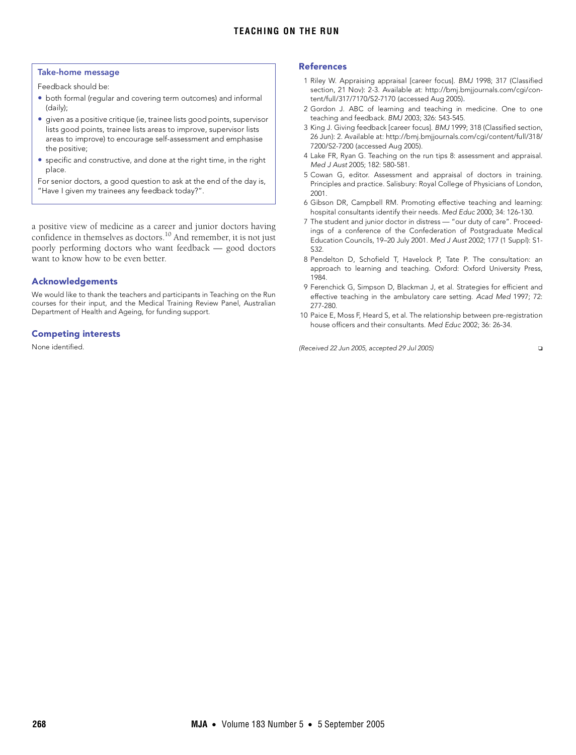### Take-home message

Feedback should be:

- both formal (regular and covering term outcomes) and informal (daily);
- given as a positive critique (ie, trainee lists good points, supervisor lists good points, trainee lists areas to improve, supervisor lists areas to improve) to encourage self-assessment and emphasise the positive;
- specific and constructive, and done at the right time, in the right place.

For senior doctors, a good question to ask at the end of the day is, "Have I given my trainees any feedback today?".

a positive view of medicine as a career and junior doctors having confidence in themselves as doctors.[10] And remember, it is not just poorly performing doctors who want feedback — good doctors want to know how to be even better.

## Acknowledgements

We would like to thank the teachers and participants in Teaching on the Run courses for their input, and the Medical Training Review Panel, Australian Department of Health and Ageing, for funding support.

## Competing interests

None identified.

## References

1 Riley W. Appraising appraisal [career focus]. *BMJ* 1998; 317 (Classified section, 21 Nov): 2-3. Available at: http://bmj.bmjjournals.com/cgi/content/full/317/7170/S2-7170 (accessed Aug 2005).

2 Gordon J. ABC of learning and teaching in medicine. One to one teaching and feedback. *BMJ* 2003; 326: 543-545.

3 King J. Giving feedback [career focus]. *BMJ* 1999; 318 (Classified section, 26 Jun): 2. Available at: http://bmj.bmjjournals.com/cgi/content/full/318/7200/S2-7200 (accessed Aug 2005).

4 Lake FR, Ryan G. Teaching on the run tips 8: assessment and appraisal. *Med J Aust* 2005; 182: 580-581.

5 Cowan G, editor. Assessment and appraisal of doctors in training. Principles and practice. Salisbury: Royal College of Physicians of London, 2001.

6 Gibson DR, Campbell RM. Promoting effective teaching and learning: hospital consultants identify their needs. *Med Educ* 2000; 34: 126-130.

7 The student and junior doctor in distress — "our duty of care". Proceedings of a conference of the Confederation of Postgraduate Medical Education Councils, 19–20 July 2001. *Med J Aust* 2002; 177 (1 Suppl): S1-S32.

8 Pendelton D, Schofield T, Havelock P, Tate P. The consultation: an approach to learning and teaching. Oxford: Oxford University Press, 1984.

9 Ferenchick G, Simpson D, Blackman J, et al. Strategies for efficient and effective teaching in the ambulatory care setting. *Acad Med* 1997; 72: 277-280.

10 Paice E, Moss F, Heard S, et al. The relationship between pre-registration house officers and their consultants. *Med Educ* 2002; 36: 26-34.

*(Received 22 Jun 2005, accepted 29 Jul 2005)*